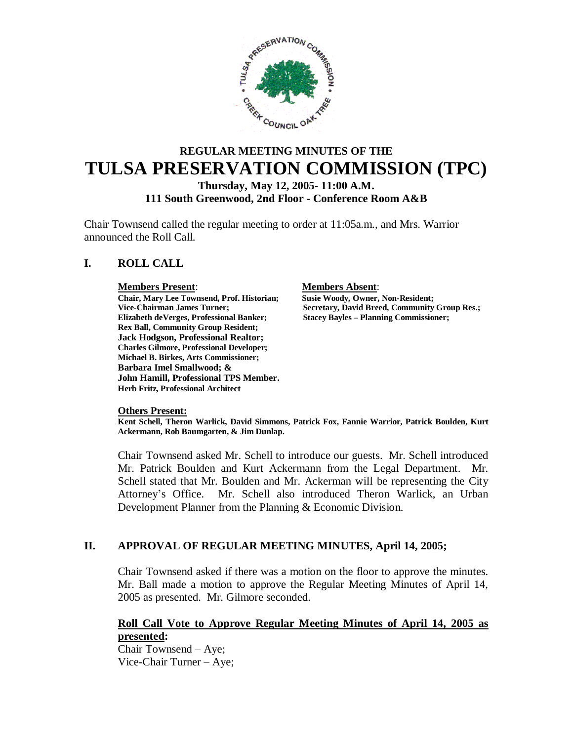# REGULAR MEETING MINUTES OF THE
# TULSA PRESERVATION COMMISSION (TPC)

### Thursday, May 12, 2005- 11:00 A.M.
### 111 South Greenwood, 2nd Floor - Conference Room A&B

Chair Townsend called the regular meeting to order at 11:05a.m., and Mrs. Warrior announced the Roll Call.

## I. ROLL CALL

| **Members Present**: | **Members Absent**: |
|---|---|
| **Chair, Mary Lee Townsend, Prof. Historian;** | **Susie Woody, Owner, Non-Resident;** |
| **Vice-Chairman James Turner;** | **Secretary, David Breed, Community Group Res.;** |
| **Elizabeth deVerges, Professional Banker;** | **Stacey Bayles – Planning Commissioner;** |
| **Rex Ball, Community Group Resident;** | |
| **Jack Hodgson, Professional Realtor;** | |
| **Charles Gilmore, Professional Developer;** | |
| **Michael B. Birkes, Arts Commissioner;** | |
| **Barbara Imel Smallwood; &** | |
| **John Hamill, Professional TPS Member.** | |
| **Herb Fritz, Professional Architect** | |

**Others Present:**

**Kent Schell, Theron Warlick, David Simmons, Patrick Fox, Fannie Warrior, Patrick Boulden, Kurt Ackermann, Rob Baumgarten, & Jim Dunlap.**

Chair Townsend asked Mr. Schell to introduce our guests. Mr. Schell introduced Mr. Patrick Boulden and Kurt Ackermann from the Legal Department. Mr. Schell stated that Mr. Boulden and Mr. Ackerman will be representing the City Attorney's Office. Mr. Schell also introduced Theron Warlick, an Urban Development Planner from the Planning & Economic Division.

## II. APPROVAL OF REGULAR MEETING MINUTES, April 14, 2005;

Chair Townsend asked if there was a motion on the floor to approve the minutes. Mr. Ball made a motion to approve the Regular Meeting Minutes of April 14, 2005 as presented. Mr. Gilmore seconded.

**Roll Call Vote to Approve Regular Meeting Minutes of April 14, 2005 as presented:**

Chair Townsend – Aye;
Vice-Chair Turner – Aye;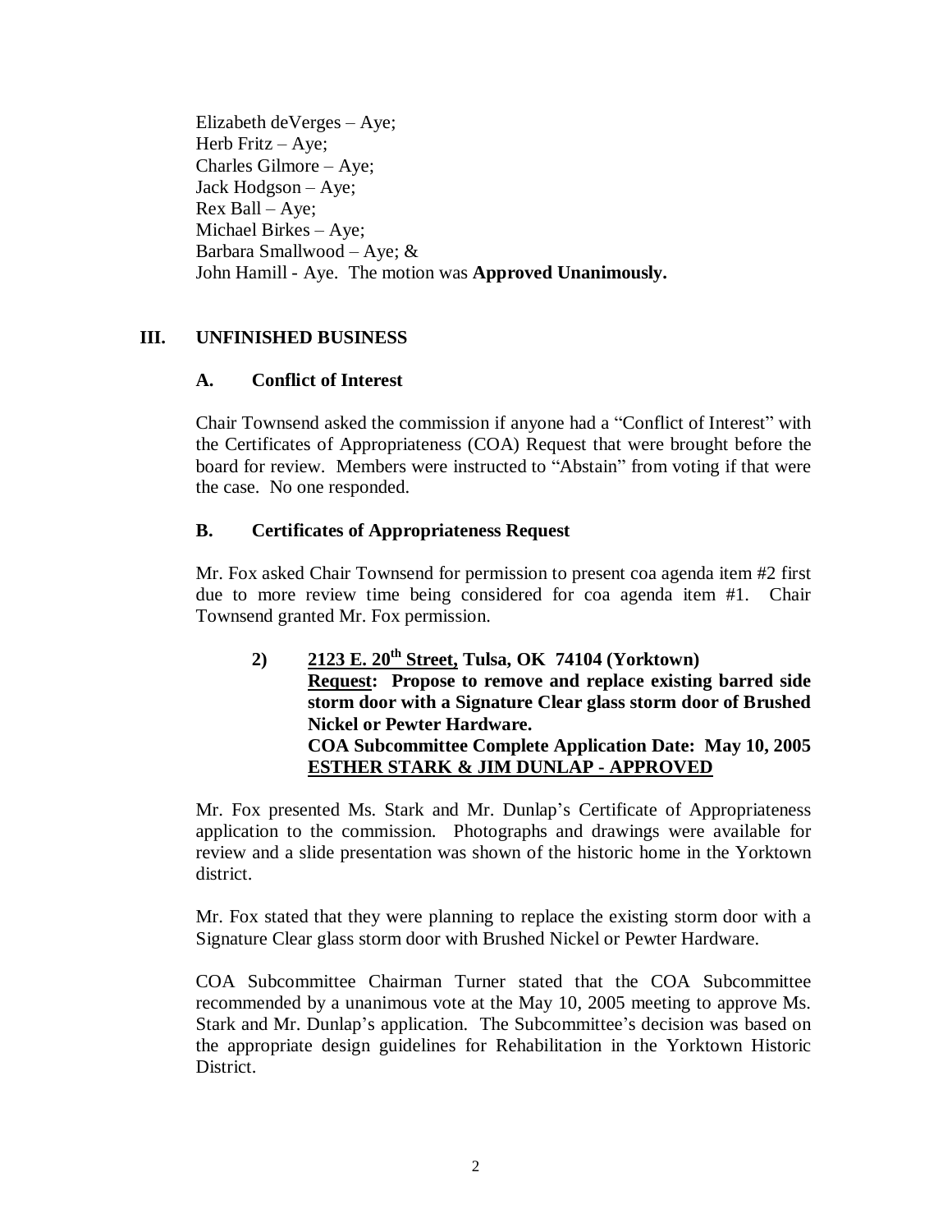Elizabeth deVerges – Aye;
Herb Fritz – Aye;
Charles Gilmore – Aye;
Jack Hodgson – Aye;
Rex Ball – Aye;
Michael Birkes – Aye;
Barbara Smallwood – Aye; &
John Hamill - Aye. The motion was **Approved Unanimously.**

## III. UNFINISHED BUSINESS

### A. Conflict of Interest

Chair Townsend asked the commission if anyone had a "Conflict of Interest" with the Certificates of Appropriateness (COA) Request that were brought before the board for review. Members were instructed to "Abstain" from voting if that were the case. No one responded.

### B. Certificates of Appropriateness Request

Mr. Fox asked Chair Townsend for permission to present coa agenda item #2 first due to more review time being considered for coa agenda item #1. Chair Townsend granted Mr. Fox permission.

**2) <u>2123 E. 20th Street,</u> Tulsa, OK 74104 (Yorktown)**
**<u>Request</u>: Propose to remove and replace existing barred side storm door with a Signature Clear glass storm door of Brushed Nickel or Pewter Hardware.**
**COA Subcommittee Complete Application Date: May 10, 2005**
**<u>ESTHER STARK & JIM DUNLAP - APPROVED</u>**

Mr. Fox presented Ms. Stark and Mr. Dunlap's Certificate of Appropriateness application to the commission. Photographs and drawings were available for review and a slide presentation was shown of the historic home in the Yorktown district.

Mr. Fox stated that they were planning to replace the existing storm door with a Signature Clear glass storm door with Brushed Nickel or Pewter Hardware.

COA Subcommittee Chairman Turner stated that the COA Subcommittee recommended by a unanimous vote at the May 10, 2005 meeting to approve Ms. Stark and Mr. Dunlap's application. The Subcommittee's decision was based on the appropriate design guidelines for Rehabilitation in the Yorktown Historic District.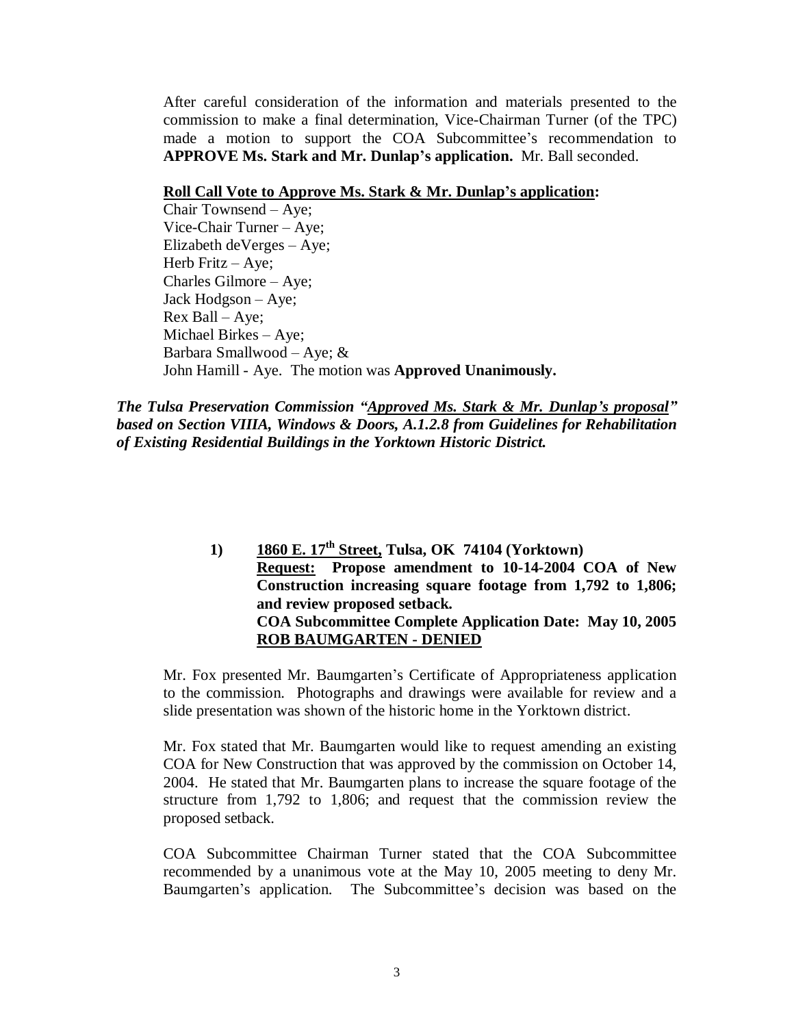After careful consideration of the information and materials presented to the commission to make a final determination, Vice-Chairman Turner (of the TPC) made a motion to support the COA Subcommittee's recommendation to **APPROVE Ms. Stark and Mr. Dunlap's application.** Mr. Ball seconded.

**<u>Roll Call Vote to Approve Ms. Stark & Mr. Dunlap's application</u>:**

Chair Townsend – Aye;
Vice-Chair Turner – Aye;
Elizabeth deVerges – Aye;
Herb Fritz – Aye;
Charles Gilmore – Aye;
Jack Hodgson – Aye;
Rex Ball – Aye;
Michael Birkes – Aye;
Barbara Smallwood – Aye; &
John Hamill - Aye. The motion was **Approved Unanimously.**

***The Tulsa Preservation Commission "<u>Approved Ms. Stark & Mr. Dunlap's proposal</u>" based on Section VIIIA, Windows & Doors, A.1.2.8 from Guidelines for Rehabilitation of Existing Residential Buildings in the Yorktown Historic District.***

**1) <u>1860 E. 17th Street,</u> Tulsa, OK 74104 (Yorktown)**
**<u>Request:</u> Propose amendment to 10-14-2004 COA of New Construction increasing square footage from 1,792 to 1,806; and review proposed setback.**
**COA Subcommittee Complete Application Date: May 10, 2005**
**<u>ROB BAUMGARTEN - DENIED</u>**

Mr. Fox presented Mr. Baumgarten's Certificate of Appropriateness application to the commission. Photographs and drawings were available for review and a slide presentation was shown of the historic home in the Yorktown district.

Mr. Fox stated that Mr. Baumgarten would like to request amending an existing COA for New Construction that was approved by the commission on October 14, 2004. He stated that Mr. Baumgarten plans to increase the square footage of the structure from 1,792 to 1,806; and request that the commission review the proposed setback.

COA Subcommittee Chairman Turner stated that the COA Subcommittee recommended by a unanimous vote at the May 10, 2005 meeting to deny Mr. Baumgarten's application. The Subcommittee's decision was based on the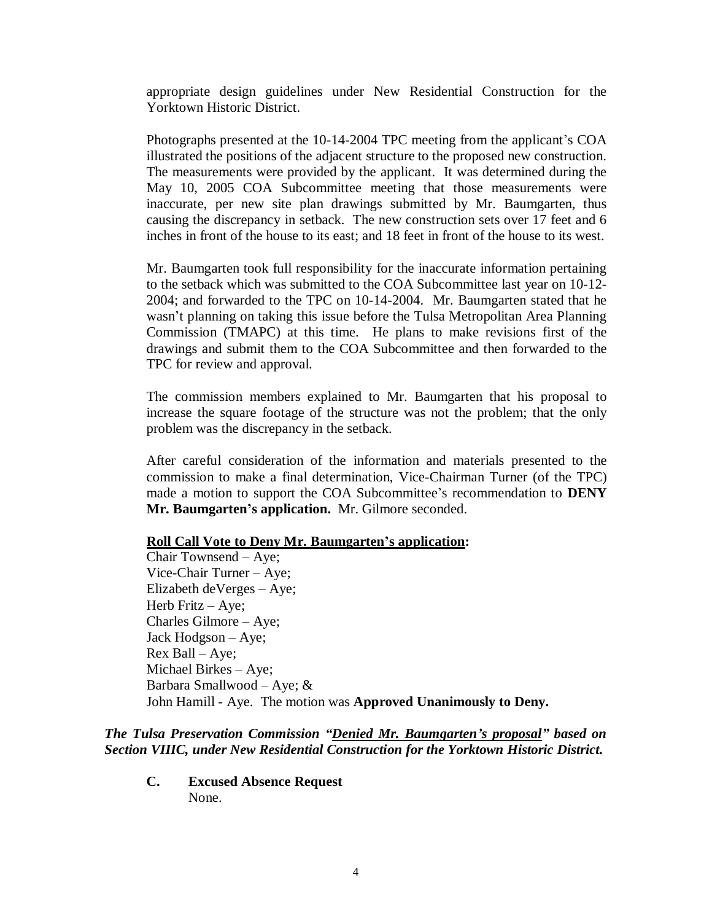appropriate design guidelines under New Residential Construction for the Yorktown Historic District.

Photographs presented at the 10-14-2004 TPC meeting from the applicant's COA illustrated the positions of the adjacent structure to the proposed new construction. The measurements were provided by the applicant. It was determined during the May 10, 2005 COA Subcommittee meeting that those measurements were inaccurate, per new site plan drawings submitted by Mr. Baumgarten, thus causing the discrepancy in setback. The new construction sets over 17 feet and 6 inches in front of the house to its east; and 18 feet in front of the house to its west.

Mr. Baumgarten took full responsibility for the inaccurate information pertaining to the setback which was submitted to the COA Subcommittee last year on 10-12-2004; and forwarded to the TPC on 10-14-2004. Mr. Baumgarten stated that he wasn't planning on taking this issue before the Tulsa Metropolitan Area Planning Commission (TMAPC) at this time. He plans to make revisions first of the drawings and submit them to the COA Subcommittee and then forwarded to the TPC for review and approval.

The commission members explained to Mr. Baumgarten that his proposal to increase the square footage of the structure was not the problem; that the only problem was the discrepancy in the setback.

After careful consideration of the information and materials presented to the commission to make a final determination, Vice-Chairman Turner (of the TPC) made a motion to support the COA Subcommittee's recommendation to **DENY Mr. Baumgarten's application.** Mr. Gilmore seconded.

**Roll Call Vote to Deny Mr. Baumgarten's application:**

Chair Townsend – Aye;
Vice-Chair Turner – Aye;
Elizabeth deVerges – Aye;
Herb Fritz – Aye;
Charles Gilmore – Aye;
Jack Hodgson – Aye;
Rex Ball – Aye;
Michael Birkes – Aye;
Barbara Smallwood – Aye; &
John Hamill - Aye. The motion was **Approved Unanimously to Deny.**

***The Tulsa Preservation Commission "Denied Mr. Baumgarten's proposal" based on Section VIIIC, under New Residential Construction for the Yorktown Historic District.***

**C. Excused Absence Request**

None.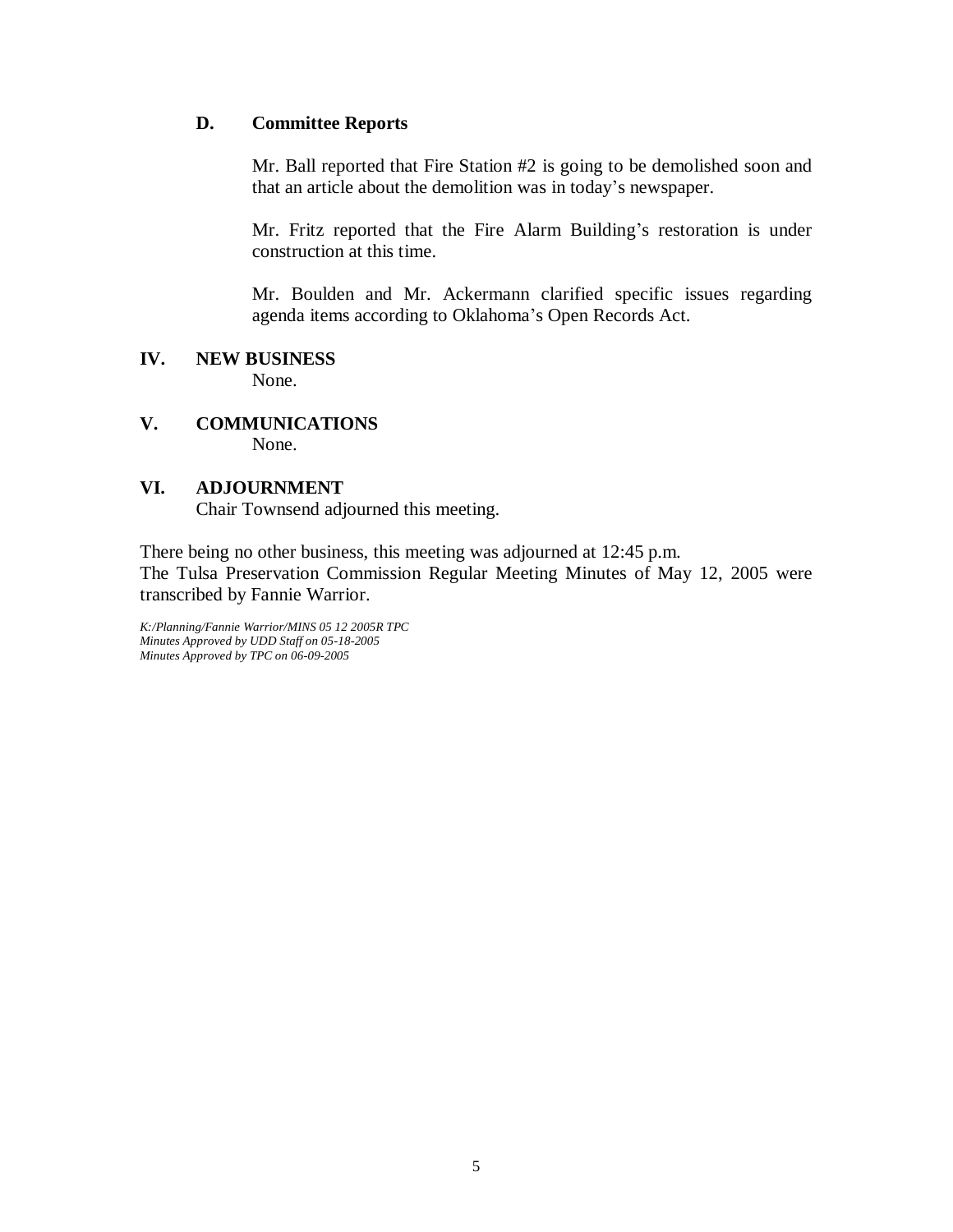### D. Committee Reports

Mr. Ball reported that Fire Station #2 is going to be demolished soon and that an article about the demolition was in today's newspaper.

Mr. Fritz reported that the Fire Alarm Building's restoration is under construction at this time.

Mr. Boulden and Mr. Ackermann clarified specific issues regarding agenda items according to Oklahoma's Open Records Act.

## IV. NEW BUSINESS

None.

## V. COMMUNICATIONS

None.

## VI. ADJOURNMENT

Chair Townsend adjourned this meeting.

There being no other business, this meeting was adjourned at 12:45 p.m.
The Tulsa Preservation Commission Regular Meeting Minutes of May 12, 2005 were transcribed by Fannie Warrior.

*K:/Planning/Fannie Warrior/MINS 05 12 2005R TPC*
*Minutes Approved by UDD Staff on 05-18-2005*
*Minutes Approved by TPC on 06-09-2005*